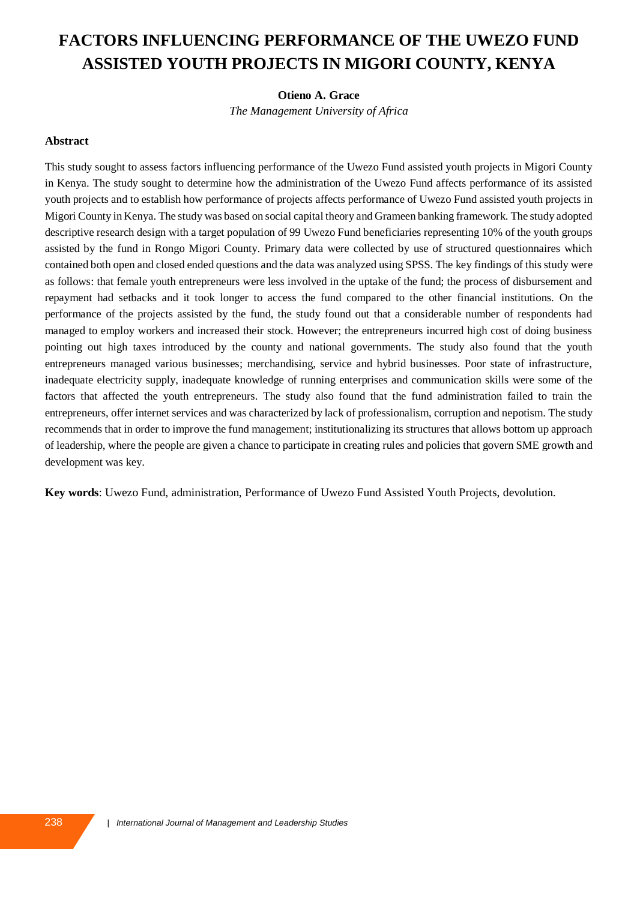# FACTORS INFLUENCING PERFORMANCE OF THE UWEZO FUND ASSISTED YOUTH PROJECTS IN MIGORI COUNTY, KENYA

**Otieno A. Grace**

*The Management University of Africa*

## Abstract

This study sought to assess factors influencing performance of the Uwezo Fund assisted youth projects in Migori County in Kenya. The study sought to determine how the administration of the Uwezo Fund affects performance of its assisted youth projects and to establish how performance of projects affects performance of Uwezo Fund assisted youth projects in Migori County in Kenya. The study was based on social capital theory and Grameen banking framework. The study adopted descriptive research design with a target population of 99 Uwezo Fund beneficiaries representing 10% of the youth groups assisted by the fund in Rongo Migori County. Primary data were collected by use of structured questionnaires which contained both open and closed ended questions and the data was analyzed using SPSS. The key findings of this study were as follows: that female youth entrepreneurs were less involved in the uptake of the fund; the process of disbursement and repayment had setbacks and it took longer to access the fund compared to the other financial institutions. On the performance of the projects assisted by the fund, the study found out that a considerable number of respondents had managed to employ workers and increased their stock. However; the entrepreneurs incurred high cost of doing business pointing out high taxes introduced by the county and national governments. The study also found that the youth entrepreneurs managed various businesses; merchandising, service and hybrid businesses. Poor state of infrastructure, inadequate electricity supply, inadequate knowledge of running enterprises and communication skills were some of the factors that affected the youth entrepreneurs. The study also found that the fund administration failed to train the entrepreneurs, offer internet services and was characterized by lack of professionalism, corruption and nepotism. The study recommends that in order to improve the fund management; institutionalizing its structures that allows bottom up approach of leadership, where the people are given a chance to participate in creating rules and policies that govern SME growth and development was key.

**Key words**: Uwezo Fund, administration, Performance of Uwezo Fund Assisted Youth Projects, devolution.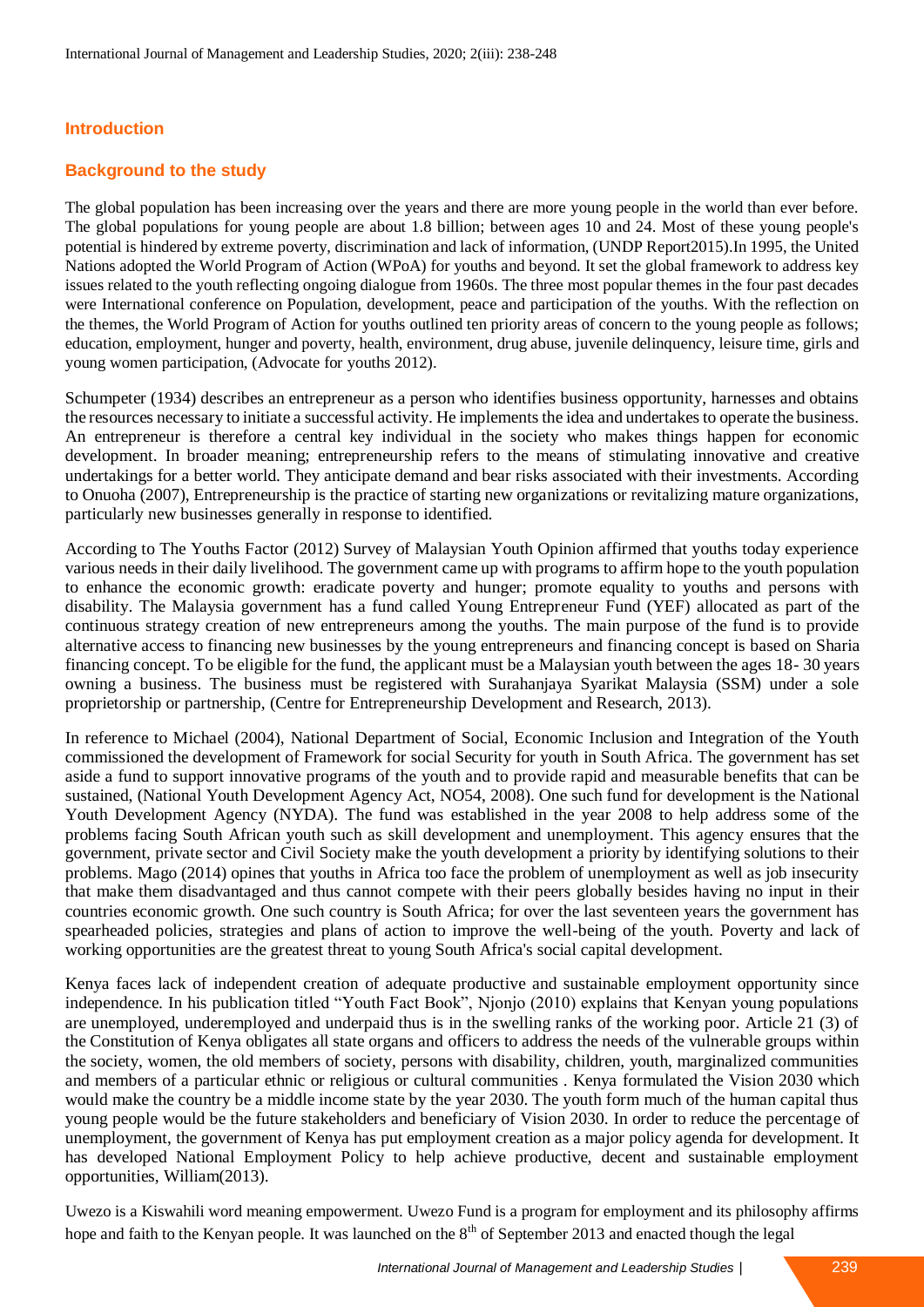## Introduction

### Background to the study

The global population has been increasing over the years and there are more young people in the world than ever before. The global populations for young people are about 1.8 billion; between ages 10 and 24. Most of these young people's potential is hindered by extreme poverty, discrimination and lack of information, (UNDP Report2015).In 1995, the United Nations adopted the World Program of Action (WPoA) for youths and beyond. It set the global framework to address key issues related to the youth reflecting ongoing dialogue from 1960s. The three most popular themes in the four past decades were International conference on Population, development, peace and participation of the youths. With the reflection on the themes, the World Program of Action for youths outlined ten priority areas of concern to the young people as follows; education, employment, hunger and poverty, health, environment, drug abuse, juvenile delinquency, leisure time, girls and young women participation, (Advocate for youths 2012).

Schumpeter (1934) describes an entrepreneur as a person who identifies business opportunity, harnesses and obtains the resources necessary to initiate a successful activity. He implements the idea and undertakes to operate the business. An entrepreneur is therefore a central key individual in the society who makes things happen for economic development. In broader meaning; entrepreneurship refers to the means of stimulating innovative and creative undertakings for a better world. They anticipate demand and bear risks associated with their investments. According to Onuoha (2007), Entrepreneurship is the practice of starting new organizations or revitalizing mature organizations, particularly new businesses generally in response to identified.

According to The Youths Factor (2012) Survey of Malaysian Youth Opinion affirmed that youths today experience various needs in their daily livelihood. The government came up with programs to affirm hope to the youth population to enhance the economic growth: eradicate poverty and hunger; promote equality to youths and persons with disability. The Malaysia government has a fund called Young Entrepreneur Fund (YEF) allocated as part of the continuous strategy creation of new entrepreneurs among the youths. The main purpose of the fund is to provide alternative access to financing new businesses by the young entrepreneurs and financing concept is based on Sharia financing concept. To be eligible for the fund, the applicant must be a Malaysian youth between the ages 18- 30 years owning a business. The business must be registered with Surahanjaya Syarikat Malaysia (SSM) under a sole proprietorship or partnership, (Centre for Entrepreneurship Development and Research, 2013).

In reference to Michael (2004), National Department of Social, Economic Inclusion and Integration of the Youth commissioned the development of Framework for social Security for youth in South Africa. The government has set aside a fund to support innovative programs of the youth and to provide rapid and measurable benefits that can be sustained, (National Youth Development Agency Act, NO54, 2008). One such fund for development is the National Youth Development Agency (NYDA). The fund was established in the year 2008 to help address some of the problems facing South African youth such as skill development and unemployment. This agency ensures that the government, private sector and Civil Society make the youth development a priority by identifying solutions to their problems. Mago (2014) opines that youths in Africa too face the problem of unemployment as well as job insecurity that make them disadvantaged and thus cannot compete with their peers globally besides having no input in their countries economic growth. One such country is South Africa; for over the last seventeen years the government has spearheaded policies, strategies and plans of action to improve the well-being of the youth. Poverty and lack of working opportunities are the greatest threat to young South Africa's social capital development.

Kenya faces lack of independent creation of adequate productive and sustainable employment opportunity since independence. In his publication titled "Youth Fact Book", Njonjo (2010) explains that Kenyan young populations are unemployed, underemployed and underpaid thus is in the swelling ranks of the working poor. Article 21 (3) of the Constitution of Kenya obligates all state organs and officers to address the needs of the vulnerable groups within the society, women, the old members of society, persons with disability, children, youth, marginalized communities and members of a particular ethnic or religious or cultural communities . Kenya formulated the Vision 2030 which would make the country be a middle income state by the year 2030. The youth form much of the human capital thus young people would be the future stakeholders and beneficiary of Vision 2030. In order to reduce the percentage of unemployment, the government of Kenya has put employment creation as a major policy agenda for development. It has developed National Employment Policy to help achieve productive, decent and sustainable employment opportunities, William(2013).

Uwezo is a Kiswahili word meaning empowerment. Uwezo Fund is a program for employment and its philosophy affirms hope and faith to the Kenyan people. It was launched on the 8th of September 2013 and enacted though the legal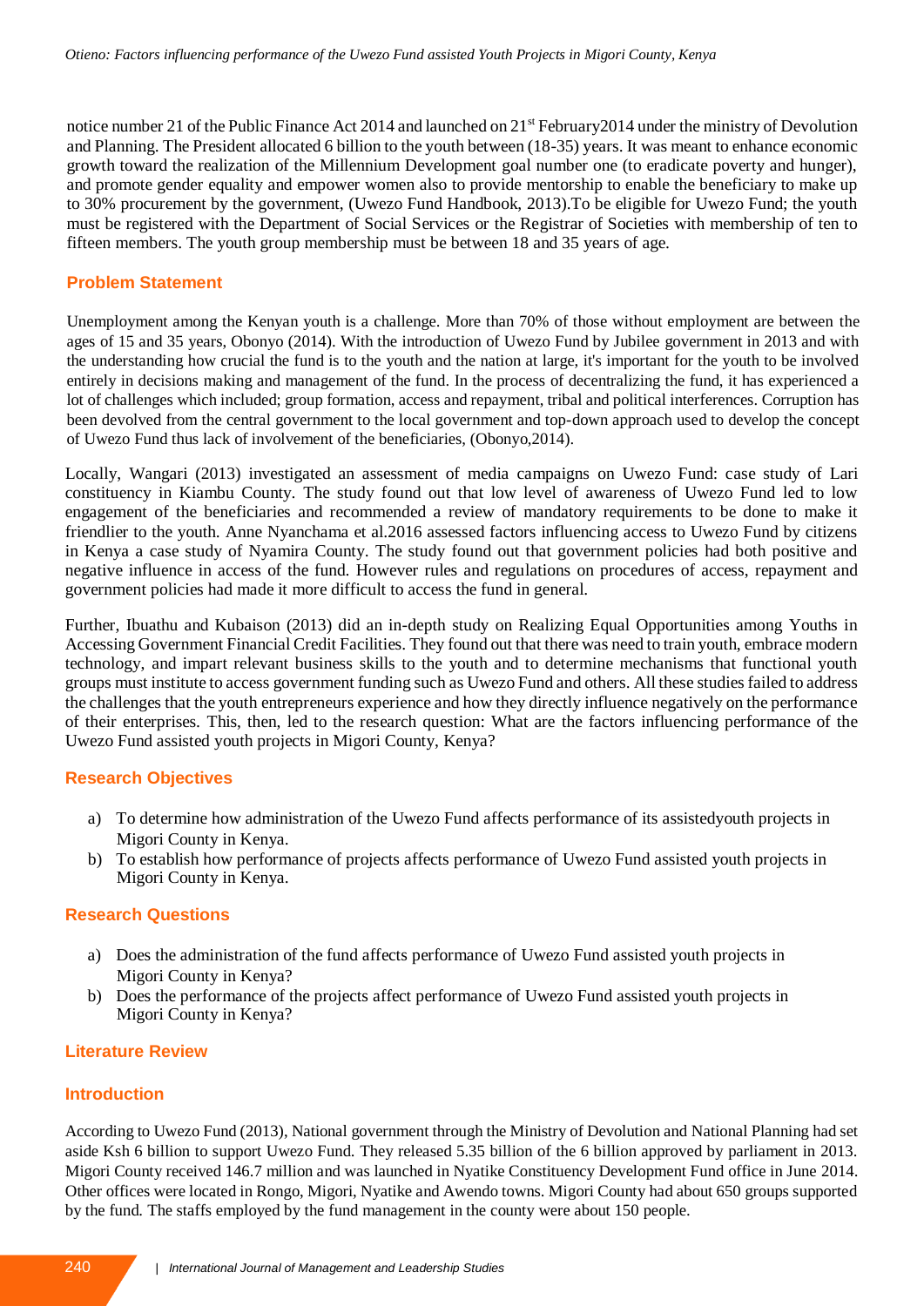notice number 21 of the Public Finance Act 2014 and launched on 21st February2014 under the ministry of Devolution and Planning. The President allocated 6 billion to the youth between (18-35) years. It was meant to enhance economic growth toward the realization of the Millennium Development goal number one (to eradicate poverty and hunger), and promote gender equality and empower women also to provide mentorship to enable the beneficiary to make up to 30% procurement by the government, (Uwezo Fund Handbook, 2013).To be eligible for Uwezo Fund; the youth must be registered with the Department of Social Services or the Registrar of Societies with membership of ten to fifteen members. The youth group membership must be between 18 and 35 years of age.

## Problem Statement

Unemployment among the Kenyan youth is a challenge. More than 70% of those without employment are between the ages of 15 and 35 years, Obonyo (2014). With the introduction of Uwezo Fund by Jubilee government in 2013 and with the understanding how crucial the fund is to the youth and the nation at large, it's important for the youth to be involved entirely in decisions making and management of the fund. In the process of decentralizing the fund, it has experienced a lot of challenges which included; group formation, access and repayment, tribal and political interferences. Corruption has been devolved from the central government to the local government and top-down approach used to develop the concept of Uwezo Fund thus lack of involvement of the beneficiaries, (Obonyo,2014).

Locally, Wangari (2013) investigated an assessment of media campaigns on Uwezo Fund: case study of Lari constituency in Kiambu County. The study found out that low level of awareness of Uwezo Fund led to low engagement of the beneficiaries and recommended a review of mandatory requirements to be done to make it friendlier to the youth. Anne Nyanchama et al.2016 assessed factors influencing access to Uwezo Fund by citizens in Kenya a case study of Nyamira County. The study found out that government policies had both positive and negative influence in access of the fund. However rules and regulations on procedures of access, repayment and government policies had made it more difficult to access the fund in general.

Further, Ibuathu and Kubaison (2013) did an in-depth study on Realizing Equal Opportunities among Youths in Accessing Government Financial Credit Facilities. They found out that there was need to train youth, embrace modern technology, and impart relevant business skills to the youth and to determine mechanisms that functional youth groups must institute to access government funding such as Uwezo Fund and others. All these studies failed to address the challenges that the youth entrepreneurs experience and how they directly influence negatively on the performance of their enterprises. This, then, led to the research question: What are the factors influencing performance of the Uwezo Fund assisted youth projects in Migori County, Kenya?

## Research Objectives

a) To determine how administration of the Uwezo Fund affects performance of its assistedyouth projects in Migori County in Kenya.
b) To establish how performance of projects affects performance of Uwezo Fund assisted youth projects in Migori County in Kenya.

## Research Questions

a) Does the administration of the fund affects performance of Uwezo Fund assisted youth projects in Migori County in Kenya?
b) Does the performance of the projects affect performance of Uwezo Fund assisted youth projects in Migori County in Kenya?

## Literature Review

### Introduction

According to Uwezo Fund (2013), National government through the Ministry of Devolution and National Planning had set aside Ksh 6 billion to support Uwezo Fund. They released 5.35 billion of the 6 billion approved by parliament in 2013. Migori County received 146.7 million and was launched in Nyatike Constituency Development Fund office in June 2014. Other offices were located in Rongo, Migori, Nyatike and Awendo towns. Migori County had about 650 groups supported by the fund. The staffs employed by the fund management in the county were about 150 people.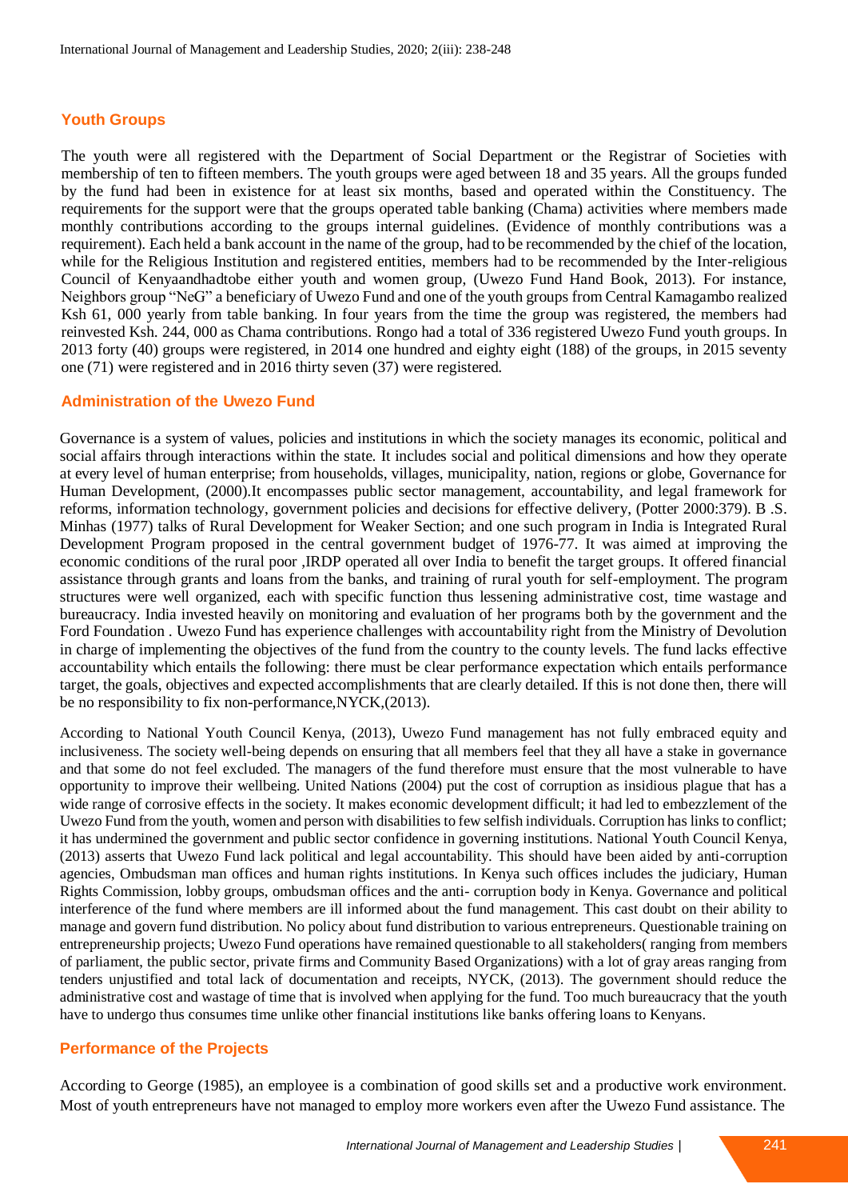## Youth Groups

The youth were all registered with the Department of Social Department or the Registrar of Societies with membership of ten to fifteen members. The youth groups were aged between 18 and 35 years. All the groups funded by the fund had been in existence for at least six months, based and operated within the Constituency. The requirements for the support were that the groups operated table banking (Chama) activities where members made monthly contributions according to the groups internal guidelines. (Evidence of monthly contributions was a requirement). Each held a bank account in the name of the group, had to be recommended by the chief of the location, while for the Religious Institution and registered entities, members had to be recommended by the Inter-religious Council of Kenyaandhadtobe either youth and women group, (Uwezo Fund Hand Book, 2013). For instance, Neighbors group "NeG" a beneficiary of Uwezo Fund and one of the youth groups from Central Kamagambo realized Ksh 61, 000 yearly from table banking. In four years from the time the group was registered, the members had reinvested Ksh. 244, 000 as Chama contributions. Rongo had a total of 336 registered Uwezo Fund youth groups. In 2013 forty (40) groups were registered, in 2014 one hundred and eighty eight (188) of the groups, in 2015 seventy one (71) were registered and in 2016 thirty seven (37) were registered.

## Administration of the Uwezo Fund

Governance is a system of values, policies and institutions in which the society manages its economic, political and social affairs through interactions within the state. It includes social and political dimensions and how they operate at every level of human enterprise; from households, villages, municipality, nation, regions or globe, Governance for Human Development, (2000).It encompasses public sector management, accountability, and legal framework for reforms, information technology, government policies and decisions for effective delivery, (Potter 2000:379). B .S. Minhas (1977) talks of Rural Development for Weaker Section; and one such program in India is Integrated Rural Development Program proposed in the central government budget of 1976-77. It was aimed at improving the economic conditions of the rural poor ,IRDP operated all over India to benefit the target groups. It offered financial assistance through grants and loans from the banks, and training of rural youth for self-employment. The program structures were well organized, each with specific function thus lessening administrative cost, time wastage and bureaucracy. India invested heavily on monitoring and evaluation of her programs both by the government and the Ford Foundation . Uwezo Fund has experience challenges with accountability right from the Ministry of Devolution in charge of implementing the objectives of the fund from the country to the county levels. The fund lacks effective accountability which entails the following: there must be clear performance expectation which entails performance target, the goals, objectives and expected accomplishments that are clearly detailed. If this is not done then, there will be no responsibility to fix non-performance,NYCK,(2013).

According to National Youth Council Kenya, (2013), Uwezo Fund management has not fully embraced equity and inclusiveness. The society well-being depends on ensuring that all members feel that they all have a stake in governance and that some do not feel excluded. The managers of the fund therefore must ensure that the most vulnerable to have opportunity to improve their wellbeing. United Nations (2004) put the cost of corruption as insidious plague that has a wide range of corrosive effects in the society. It makes economic development difficult; it had led to embezzlement of the Uwezo Fund from the youth, women and person with disabilities to few selfish individuals. Corruption has links to conflict; it has undermined the government and public sector confidence in governing institutions. National Youth Council Kenya, (2013) asserts that Uwezo Fund lack political and legal accountability. This should have been aided by anti-corruption agencies, Ombudsman man offices and human rights institutions. In Kenya such offices includes the judiciary, Human Rights Commission, lobby groups, ombudsman offices and the anti- corruption body in Kenya. Governance and political interference of the fund where members are ill informed about the fund management. This cast doubt on their ability to manage and govern fund distribution. No policy about fund distribution to various entrepreneurs. Questionable training on entrepreneurship projects; Uwezo Fund operations have remained questionable to all stakeholders( ranging from members of parliament, the public sector, private firms and Community Based Organizations) with a lot of gray areas ranging from tenders unjustified and total lack of documentation and receipts, NYCK, (2013). The government should reduce the administrative cost and wastage of time that is involved when applying for the fund. Too much bureaucracy that the youth have to undergo thus consumes time unlike other financial institutions like banks offering loans to Kenyans.

## Performance of the Projects

According to George (1985), an employee is a combination of good skills set and a productive work environment. Most of youth entrepreneurs have not managed to employ more workers even after the Uwezo Fund assistance. The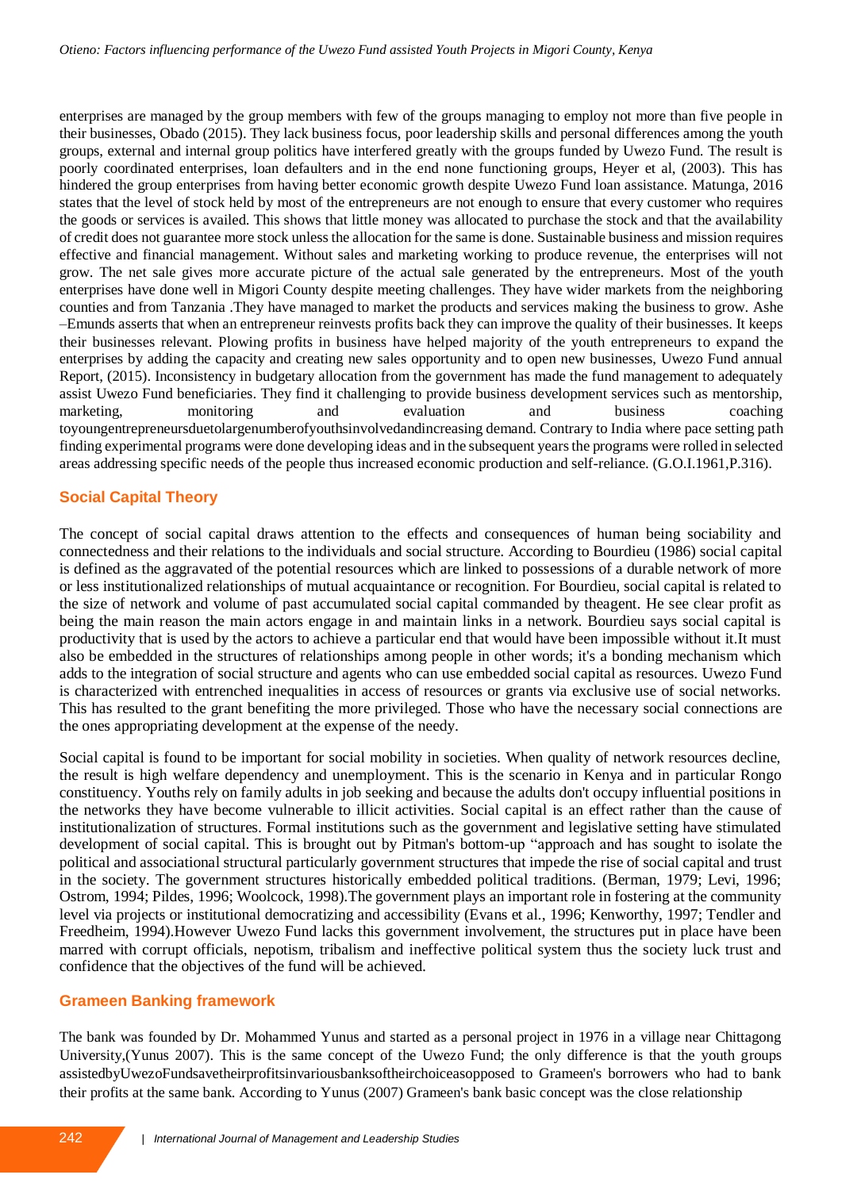enterprises are managed by the group members with few of the groups managing to employ not more than five people in their businesses, Obado (2015). They lack business focus, poor leadership skills and personal differences among the youth groups, external and internal group politics have interfered greatly with the groups funded by Uwezo Fund. The result is poorly coordinated enterprises, loan defaulters and in the end none functioning groups, Heyer et al, (2003). This has hindered the group enterprises from having better economic growth despite Uwezo Fund loan assistance. Matunga, 2016 states that the level of stock held by most of the entrepreneurs are not enough to ensure that every customer who requires the goods or services is availed. This shows that little money was allocated to purchase the stock and that the availability of credit does not guarantee more stock unless the allocation for the same is done. Sustainable business and mission requires effective and financial management. Without sales and marketing working to produce revenue, the enterprises will not grow. The net sale gives more accurate picture of the actual sale generated by the entrepreneurs. Most of the youth enterprises have done well in Migori County despite meeting challenges. They have wider markets from the neighboring counties and from Tanzania .They have managed to market the products and services making the business to grow. Ashe –Emunds asserts that when an entrepreneur reinvests profits back they can improve the quality of their businesses. It keeps their businesses relevant. Plowing profits in business have helped majority of the youth entrepreneurs to expand the enterprises by adding the capacity and creating new sales opportunity and to open new businesses, Uwezo Fund annual Report, (2015). Inconsistency in budgetary allocation from the government has made the fund management to adequately assist Uwezo Fund beneficiaries. They find it challenging to provide business development services such as mentorship, marketing, monitoring and evaluation and business coaching toyoungentrepreneursduetolargenumberofyouthsinvolvedandincreasing demand. Contrary to India where pace setting path finding experimental programs were done developing ideas and in the subsequent years the programs were rolled in selected areas addressing specific needs of the people thus increased economic production and self-reliance. (G.O.I.1961,P.316).

## Social Capital Theory

The concept of social capital draws attention to the effects and consequences of human being sociability and connectedness and their relations to the individuals and social structure. According to Bourdieu (1986) social capital is defined as the aggravated of the potential resources which are linked to possessions of a durable network of more or less institutionalized relationships of mutual acquaintance or recognition. For Bourdieu, social capital is related to the size of network and volume of past accumulated social capital commanded by theagent. He see clear profit as being the main reason the main actors engage in and maintain links in a network. Bourdieu says social capital is productivity that is used by the actors to achieve a particular end that would have been impossible without it.It must also be embedded in the structures of relationships among people in other words; it's a bonding mechanism which adds to the integration of social structure and agents who can use embedded social capital as resources. Uwezo Fund is characterized with entrenched inequalities in access of resources or grants via exclusive use of social networks. This has resulted to the grant benefiting the more privileged. Those who have the necessary social connections are the ones appropriating development at the expense of the needy.

Social capital is found to be important for social mobility in societies. When quality of network resources decline, the result is high welfare dependency and unemployment. This is the scenario in Kenya and in particular Rongo constituency. Youths rely on family adults in job seeking and because the adults don't occupy influential positions in the networks they have become vulnerable to illicit activities. Social capital is an effect rather than the cause of institutionalization of structures. Formal institutions such as the government and legislative setting have stimulated development of social capital. This is brought out by Pitman's bottom-up "approach and has sought to isolate the political and associational structural particularly government structures that impede the rise of social capital and trust in the society. The government structures historically embedded political traditions. (Berman, 1979; Levi, 1996; Ostrom, 1994; Pildes, 1996; Woolcock, 1998).The government plays an important role in fostering at the community level via projects or institutional democratizing and accessibility (Evans et al., 1996; Kenworthy, 1997; Tendler and Freedheim, 1994).However Uwezo Fund lacks this government involvement, the structures put in place have been marred with corrupt officials, nepotism, tribalism and ineffective political system thus the society luck trust and confidence that the objectives of the fund will be achieved.

## Grameen Banking framework

The bank was founded by Dr. Mohammed Yunus and started as a personal project in 1976 in a village near Chittagong University,(Yunus 2007). This is the same concept of the Uwezo Fund; the only difference is that the youth groups assistedbyUwezoFundsavetheirprofitsinvariousbanksoftheirchoiceasopposed to Grameen's borrowers who had to bank their profits at the same bank. According to Yunus (2007) Grameen's bank basic concept was the close relationship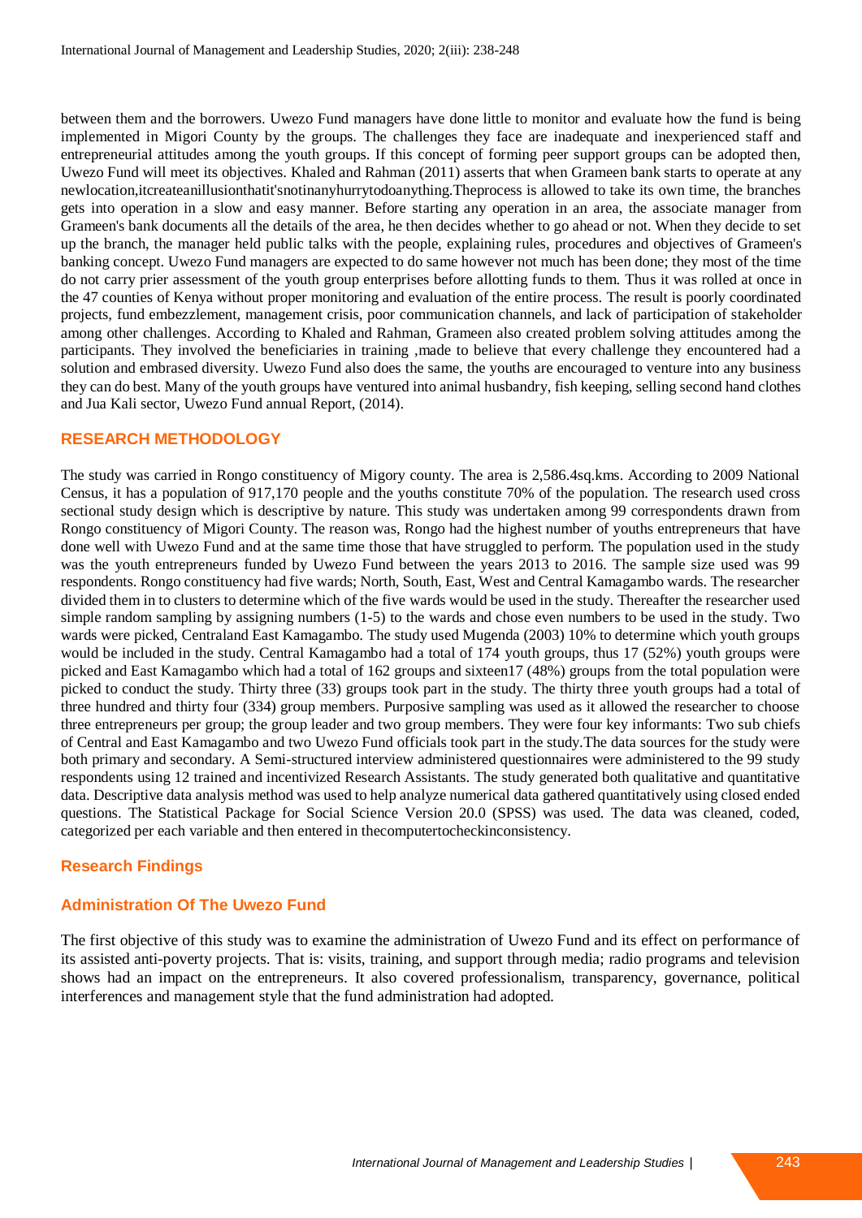between them and the borrowers. Uwezo Fund managers have done little to monitor and evaluate how the fund is being implemented in Migori County by the groups. The challenges they face are inadequate and inexperienced staff and entrepreneurial attitudes among the youth groups. If this concept of forming peer support groups can be adopted then, Uwezo Fund will meet its objectives. Khaled and Rahman (2011) asserts that when Grameen bank starts to operate at any newlocation,itcreateanillusionthatit'snotinanyhurrytodoanything.Theprocess is allowed to take its own time, the branches gets into operation in a slow and easy manner. Before starting any operation in an area, the associate manager from Grameen's bank documents all the details of the area, he then decides whether to go ahead or not. When they decide to set up the branch, the manager held public talks with the people, explaining rules, procedures and objectives of Grameen's banking concept. Uwezo Fund managers are expected to do same however not much has been done; they most of the time do not carry prier assessment of the youth group enterprises before allotting funds to them. Thus it was rolled at once in the 47 counties of Kenya without proper monitoring and evaluation of the entire process. The result is poorly coordinated projects, fund embezzlement, management crisis, poor communication channels, and lack of participation of stakeholder among other challenges. According to Khaled and Rahman, Grameen also created problem solving attitudes among the participants. They involved the beneficiaries in training ,made to believe that every challenge they encountered had a solution and embrased diversity. Uwezo Fund also does the same, the youths are encouraged to venture into any business they can do best. Many of the youth groups have ventured into animal husbandry, fish keeping, selling second hand clothes and Jua Kali sector, Uwezo Fund annual Report, (2014).

## RESEARCH METHODOLOGY

The study was carried in Rongo constituency of Migory county. The area is 2,586.4sq.kms. According to 2009 National Census, it has a population of 917,170 people and the youths constitute 70% of the population. The research used cross sectional study design which is descriptive by nature. This study was undertaken among 99 correspondents drawn from Rongo constituency of Migori County. The reason was, Rongo had the highest number of youths entrepreneurs that have done well with Uwezo Fund and at the same time those that have struggled to perform. The population used in the study was the youth entrepreneurs funded by Uwezo Fund between the years 2013 to 2016. The sample size used was 99 respondents. Rongo constituency had five wards; North, South, East, West and Central Kamagambo wards. The researcher divided them in to clusters to determine which of the five wards would be used in the study. Thereafter the researcher used simple random sampling by assigning numbers (1-5) to the wards and chose even numbers to be used in the study. Two wards were picked, Centraland East Kamagambo. The study used Mugenda (2003) 10% to determine which youth groups would be included in the study. Central Kamagambo had a total of 174 youth groups, thus 17 (52%) youth groups were picked and East Kamagambo which had a total of 162 groups and sixteen17 (48%) groups from the total population were picked to conduct the study. Thirty three (33) groups took part in the study. The thirty three youth groups had a total of three hundred and thirty four (334) group members. Purposive sampling was used as it allowed the researcher to choose three entrepreneurs per group; the group leader and two group members. They were four key informants: Two sub chiefs of Central and East Kamagambo and two Uwezo Fund officials took part in the study.The data sources for the study were both primary and secondary. A Semi-structured interview administered questionnaires were administered to the 99 study respondents using 12 trained and incentivized Research Assistants. The study generated both qualitative and quantitative data. Descriptive data analysis method was used to help analyze numerical data gathered quantitatively using closed ended questions. The Statistical Package for Social Science Version 20.0 (SPSS) was used. The data was cleaned, coded, categorized per each variable and then entered in thecomputertocheckinconsistency.

## Research Findings

### Administration Of The Uwezo Fund

The first objective of this study was to examine the administration of Uwezo Fund and its effect on performance of its assisted anti-poverty projects. That is: visits, training, and support through media; radio programs and television shows had an impact on the entrepreneurs. It also covered professionalism, transparency, governance, political interferences and management style that the fund administration had adopted.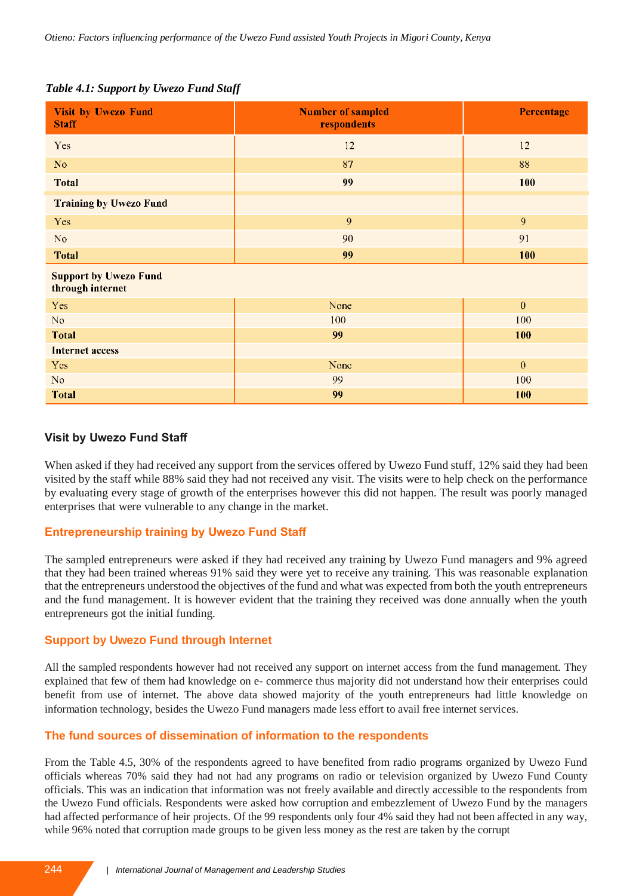*Table 4.1: Support by Uwezo Fund Staff*

| Visit by Uwezo Fund Staff | Number of sampled respondents | Percentage |
|---|---|---|
| Yes | 12 | 12 |
| No | 87 | 88 |
| **Total** | **99** | **100** |
| **Training by Uwezo Fund** | | |
| Yes | 9 | 9 |
| No | 90 | 91 |
| **Total** | **99** | **100** |
| **Support by Uwezo Fund through internet** | | |
| Yes | None | 0 |
| No | 100 | 100 |
| **Total** | **99** | **100** |
| **Internet access** | | |
| Yes | None | 0 |
| No | 99 | 100 |
| **Total** | **99** | **100** |

### Visit by Uwezo Fund Staff

When asked if they had received any support from the services offered by Uwezo Fund stuff, 12% said they had been visited by the staff while 88% said they had not received any visit. The visits were to help check on the performance by evaluating every stage of growth of the enterprises however this did not happen. The result was poorly managed enterprises that were vulnerable to any change in the market.

### Entrepreneurship training by Uwezo Fund Staff

The sampled entrepreneurs were asked if they had received any training by Uwezo Fund managers and 9% agreed that they had been trained whereas 91% said they were yet to receive any training. This was reasonable explanation that the entrepreneurs understood the objectives of the fund and what was expected from both the youth entrepreneurs and the fund management. It is however evident that the training they received was done annually when the youth entrepreneurs got the initial funding.

### Support by Uwezo Fund through Internet

All the sampled respondents however had not received any support on internet access from the fund management. They explained that few of them had knowledge on e- commerce thus majority did not understand how their enterprises could benefit from use of internet. The above data showed majority of the youth entrepreneurs had little knowledge on information technology, besides the Uwezo Fund managers made less effort to avail free internet services.

### The fund sources of dissemination of information to the respondents

From the Table 4.5, 30% of the respondents agreed to have benefited from radio programs organized by Uwezo Fund officials whereas 70% said they had not had any programs on radio or television organized by Uwezo Fund County officials. This was an indication that information was not freely available and directly accessible to the respondents from the Uwezo Fund officials. Respondents were asked how corruption and embezzlement of Uwezo Fund by the managers had affected performance of heir projects. Of the 99 respondents only four 4% said they had not been affected in any way, while 96% noted that corruption made groups to be given less money as the rest are taken by the corrupt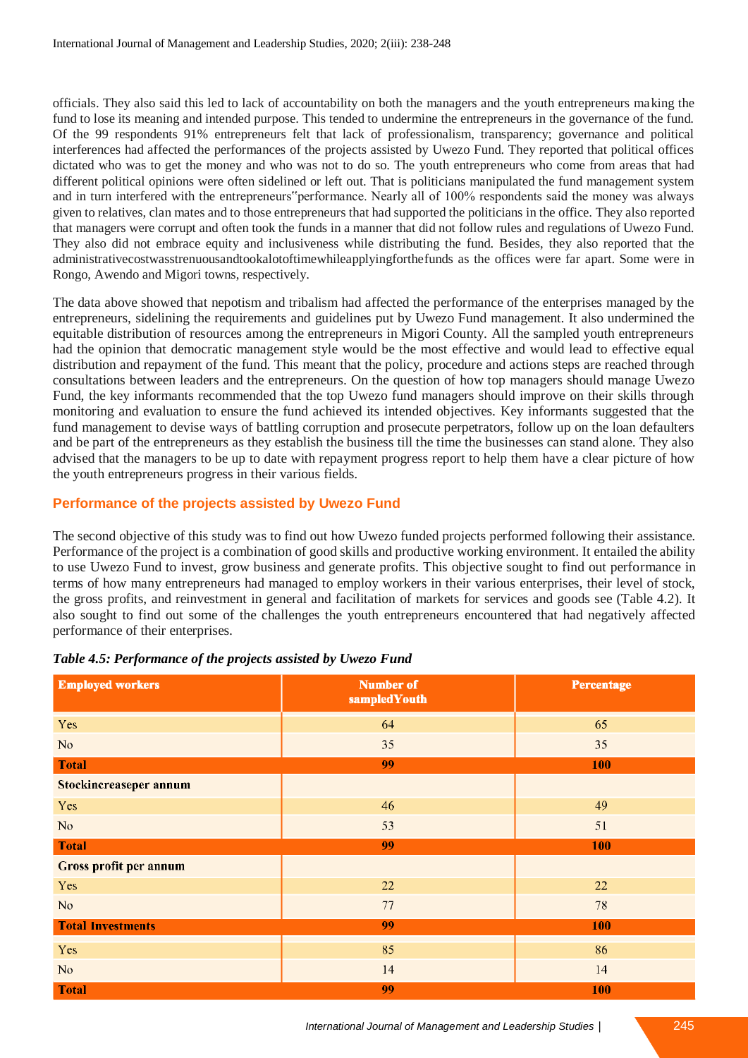officials. They also said this led to lack of accountability on both the managers and the youth entrepreneurs making the fund to lose its meaning and intended purpose. This tended to undermine the entrepreneurs in the governance of the fund. Of the 99 respondents 91% entrepreneurs felt that lack of professionalism, transparency; governance and political interferences had affected the performances of the projects assisted by Uwezo Fund. They reported that political offices dictated who was to get the money and who was not to do so. The youth entrepreneurs who come from areas that had different political opinions were often sidelined or left out. That is politicians manipulated the fund management system and in turn interfered with the entrepreneurs‟performance. Nearly all of 100% respondents said the money was always given to relatives, clan mates and to those entrepreneurs that had supported the politicians in the office. They also reported that managers were corrupt and often took the funds in a manner that did not follow rules and regulations of Uwezo Fund. They also did not embrace equity and inclusiveness while distributing the fund. Besides, they also reported that the administrativecostwasstrenuousandtookalotoftimewhileapplyingforthefunds as the offices were far apart. Some were in Rongo, Awendo and Migori towns, respectively.

The data above showed that nepotism and tribalism had affected the performance of the enterprises managed by the entrepreneurs, sidelining the requirements and guidelines put by Uwezo Fund management. It also undermined the equitable distribution of resources among the entrepreneurs in Migori County. All the sampled youth entrepreneurs had the opinion that democratic management style would be the most effective and would lead to effective equal distribution and repayment of the fund. This meant that the policy, procedure and actions steps are reached through consultations between leaders and the entrepreneurs. On the question of how top managers should manage Uwezo Fund, the key informants recommended that the top Uwezo fund managers should improve on their skills through monitoring and evaluation to ensure the fund achieved its intended objectives. Key informants suggested that the fund management to devise ways of battling corruption and prosecute perpetrators, follow up on the loan defaulters and be part of the entrepreneurs as they establish the business till the time the businesses can stand alone. They also advised that the managers to be up to date with repayment progress report to help them have a clear picture of how the youth entrepreneurs progress in their various fields.

### Performance of the projects assisted by Uwezo Fund

The second objective of this study was to find out how Uwezo funded projects performed following their assistance. Performance of the project is a combination of good skills and productive working environment. It entailed the ability to use Uwezo Fund to invest, grow business and generate profits. This objective sought to find out performance in terms of how many entrepreneurs had managed to employ workers in their various enterprises, their level of stock, the gross profits, and reinvestment in general and facilitation of markets for services and goods see (Table 4.2). It also sought to find out some of the challenges the youth entrepreneurs encountered that had negatively affected performance of their enterprises.

*Table 4.5: Performance of the projects assisted by Uwezo Fund*

| Employed workers | Number of sampledYouth | Percentage |
|---|---|---|
| Yes | 64 | 65 |
| No | 35 | 35 |
| **Total** | **99** | **100** |
| **Stockincreaseper annum** | | |
| Yes | 46 | 49 |
| No | 53 | 51 |
| **Total** | **99** | **100** |
| **Gross profit per annum** | | |
| Yes | 22 | 22 |
| No | 77 | 78 |
| **Total Investments** | **99** | **100** |
| Yes | 85 | 86 |
| No | 14 | 14 |
| **Total** | **99** | **100** |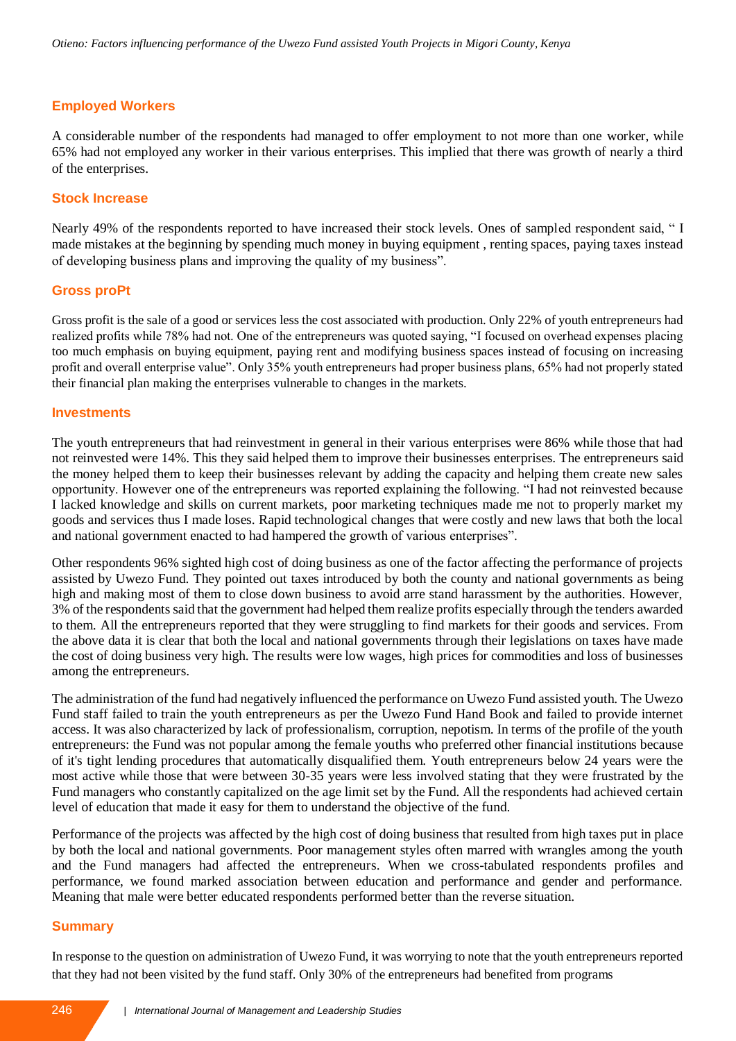### Employed Workers

A considerable number of the respondents had managed to offer employment to not more than one worker, while 65% had not employed any worker in their various enterprises. This implied that there was growth of nearly a third of the enterprises.

### Stock Increase

Nearly 49% of the respondents reported to have increased their stock levels. Ones of sampled respondent said, " I made mistakes at the beginning by spending much money in buying equipment , renting spaces, paying taxes instead of developing business plans and improving the quality of my business".

### Gross proPt

Gross profit is the sale of a good or services less the cost associated with production. Only 22% of youth entrepreneurs had realized profits while 78% had not. One of the entrepreneurs was quoted saying, "I focused on overhead expenses placing too much emphasis on buying equipment, paying rent and modifying business spaces instead of focusing on increasing profit and overall enterprise value". Only 35% youth entrepreneurs had proper business plans, 65% had not properly stated their financial plan making the enterprises vulnerable to changes in the markets.

### Investments

The youth entrepreneurs that had reinvestment in general in their various enterprises were 86% while those that had not reinvested were 14%. This they said helped them to improve their businesses enterprises. The entrepreneurs said the money helped them to keep their businesses relevant by adding the capacity and helping them create new sales opportunity. However one of the entrepreneurs was reported explaining the following. "I had not reinvested because I lacked knowledge and skills on current markets, poor marketing techniques made me not to properly market my goods and services thus I made loses. Rapid technological changes that were costly and new laws that both the local and national government enacted to had hampered the growth of various enterprises".

Other respondents 96% sighted high cost of doing business as one of the factor affecting the performance of projects assisted by Uwezo Fund. They pointed out taxes introduced by both the county and national governments as being high and making most of them to close down business to avoid arre stand harassment by the authorities. However, 3% of the respondents said that the government had helped them realize profits especially through the tenders awarded to them. All the entrepreneurs reported that they were struggling to find markets for their goods and services. From the above data it is clear that both the local and national governments through their legislations on taxes have made the cost of doing business very high. The results were low wages, high prices for commodities and loss of businesses among the entrepreneurs.

The administration of the fund had negatively influenced the performance on Uwezo Fund assisted youth. The Uwezo Fund staff failed to train the youth entrepreneurs as per the Uwezo Fund Hand Book and failed to provide internet access. It was also characterized by lack of professionalism, corruption, nepotism. In terms of the profile of the youth entrepreneurs: the Fund was not popular among the female youths who preferred other financial institutions because of it's tight lending procedures that automatically disqualified them. Youth entrepreneurs below 24 years were the most active while those that were between 30-35 years were less involved stating that they were frustrated by the Fund managers who constantly capitalized on the age limit set by the Fund. All the respondents had achieved certain level of education that made it easy for them to understand the objective of the fund.

Performance of the projects was affected by the high cost of doing business that resulted from high taxes put in place by both the local and national governments. Poor management styles often marred with wrangles among the youth and the Fund managers had affected the entrepreneurs. When we cross-tabulated respondents profiles and performance, we found marked association between education and performance and gender and performance. Meaning that male were better educated respondents performed better than the reverse situation.

### Summary

In response to the question on administration of Uwezo Fund, it was worrying to note that the youth entrepreneurs reported that they had not been visited by the fund staff. Only 30% of the entrepreneurs had benefited from programs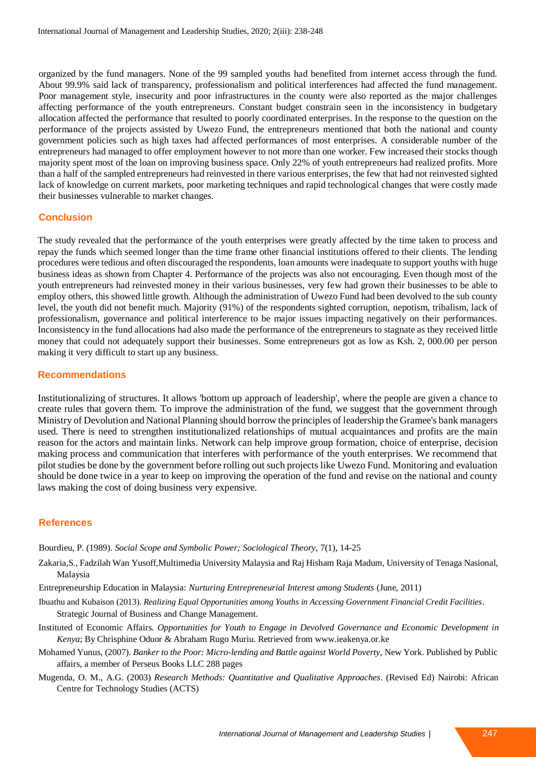organized by the fund managers. None of the 99 sampled youths had benefited from internet access through the fund. About 99.9% said lack of transparency, professionalism and political interferences had affected the fund management. Poor management style, insecurity and poor infrastructures in the county were also reported as the major challenges affecting performance of the youth entrepreneurs. Constant budget constrain seen in the inconsistency in budgetary allocation affected the performance that resulted to poorly coordinated enterprises. In the response to the question on the performance of the projects assisted by Uwezo Fund, the entrepreneurs mentioned that both the national and county government policies such as high taxes had affected performances of most enterprises. A considerable number of the entrepreneurs had managed to offer employment however to not more than one worker. Few increased their stocks though majority spent most of the loan on improving business space. Only 22% of youth entrepreneurs had realized profits. More than a half of the sampled entrepreneurs had reinvested in there various enterprises, the few that had not reinvested sighted lack of knowledge on current markets, poor marketing techniques and rapid technological changes that were costly made their businesses vulnerable to market changes.

## Conclusion

The study revealed that the performance of the youth enterprises were greatly affected by the time taken to process and repay the funds which seemed longer than the time frame other financial institutions offered to their clients. The lending procedures were tedious and often discouraged the respondents, loan amounts were inadequate to support youths with huge business ideas as shown from Chapter 4. Performance of the projects was also not encouraging. Even though most of the youth entrepreneurs had reinvested money in their various businesses, very few had grown their businesses to be able to employ others, this showed little growth. Although the administration of Uwezo Fund had been devolved to the sub county level, the youth did not benefit much. Majority (91%) of the respondents sighted corruption, nepotism, tribalism, lack of professionalism, governance and political interference to be major issues impacting negatively on their performances. Inconsistency in the fund allocations had also made the performance of the entrepreneurs to stagnate as they received little money that could not adequately support their businesses. Some entrepreneurs got as low as Ksh. 2, 000.00 per person making it very difficult to start up any business.

## Recommendations

Institutionalizing of structures. It allows 'bottom up approach of leadership', where the people are given a chance to create rules that govern them. To improve the administration of the fund, we suggest that the government through Ministry of Devolution and National Planning should borrow the principles of leadership the Gramee's bank managers used. There is need to strengthen institutionalized relationships of mutual acquaintances and profits are the main reason for the actors and maintain links. Network can help improve group formation, choice of enterprise, decision making process and communication that interferes with performance of the youth enterprises. We recommend that pilot studies be done by the government before rolling out such projects like Uwezo Fund. Monitoring and evaluation should be done twice in a year to keep on improving the operation of the fund and revise on the national and county laws making the cost of doing business very expensive.

## References

Bourdieu, P. (1989). *Social Scope and Symbolic Power; Sociological Theory*, 7(1), 14-25

Zakaria,S., Fadzilah Wan Yusoff,Multimedia University Malaysia and Raj Hisham Raja Madum, University of Tenaga Nasional, Malaysia

Entrepreneurship Education in Malaysia: *Nurturing Entrepreneurial Interest among Students* (June, 2011)

Ibuathu and Kubaison (2013). *Realizing Equal Opportunities among Youths in Accessing Government Financial Credit Facilities*. Strategic Journal of Business and Change Management.

Instituted of Economic Affairs. *Opportunities for Youth to Engage in Devolved Governance and Economic Development in Kenya*; By Chrisphine Oduor & Abraham Rugo Muriu. Retrieved from www.ieakenya.or.ke

Mohamed Yunus, (2007). *Banker to the Poor: Micro-lending and Battle against World Poverty*, New York. Published by Public affairs, a member of Perseus Books LLC 288 pages

Mugenda, O. M., A.G. (2003) *Research Methods: Quantitative and Qualitative Approaches*. (Revised Ed) Nairobi: African Centre for Technology Studies (ACTS)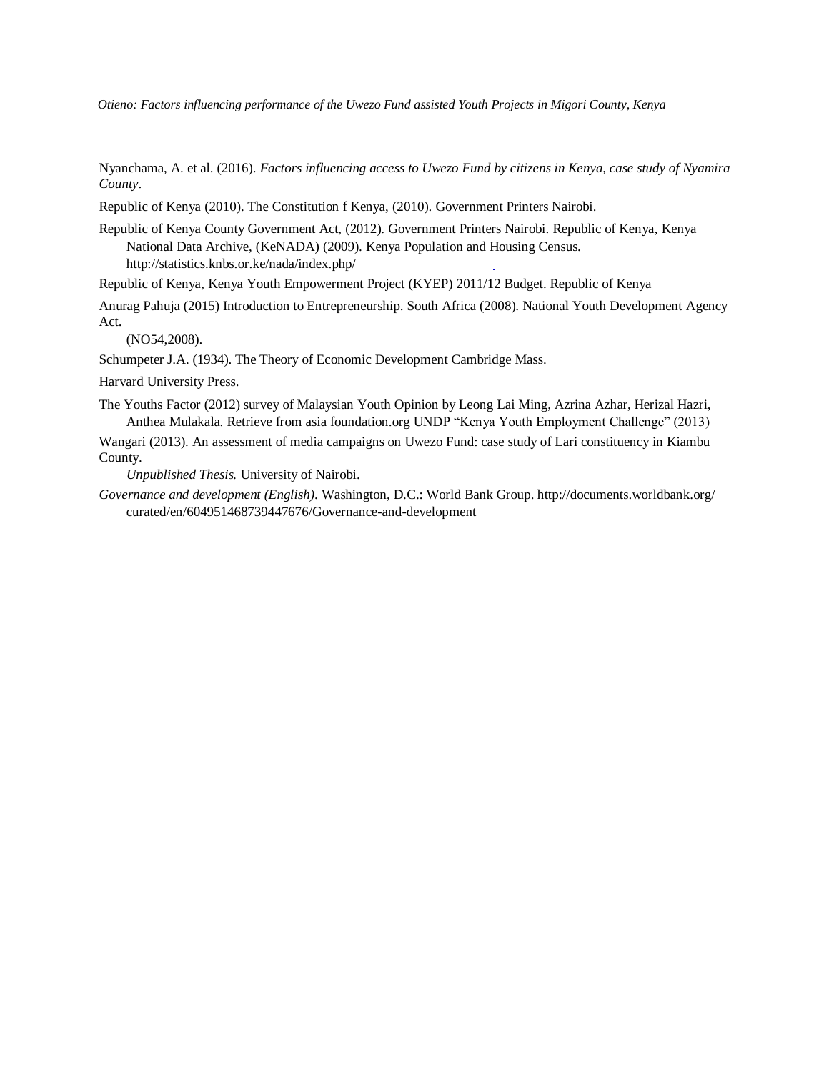Nyanchama, A. et al. (2016). *Factors influencing access to Uwezo Fund by citizens in Kenya, case study of Nyamira County*.

Republic of Kenya (2010). The Constitution f Kenya, (2010). Government Printers Nairobi.

Republic of Kenya County Government Act, (2012). Government Printers Nairobi. Republic of Kenya, Kenya National Data Archive, (KeNADA) (2009). Kenya Population and Housing Census. http://statistics.knbs.or.ke/nada/index.php/

Republic of Kenya, Kenya Youth Empowerment Project (KYEP) 2011/12 Budget. Republic of Kenya

Anurag Pahuja (2015) Introduction to Entrepreneurship. South Africa (2008). National Youth Development Agency Act.
(NO54,2008).

Schumpeter J.A. (1934). The Theory of Economic Development Cambridge Mass.

Harvard University Press.

The Youths Factor (2012) survey of Malaysian Youth Opinion by Leong Lai Ming, Azrina Azhar, Herizal Hazri, Anthea Mulakala. Retrieve from asia foundation.org UNDP "Kenya Youth Employment Challenge" (2013)

Wangari (2013). An assessment of media campaigns on Uwezo Fund: case study of Lari constituency in Kiambu County.
*Unpublished Thesis*. University of Nairobi.

*Governance and development (English)*. Washington, D.C.: World Bank Group. http://documents.worldbank.org/curated/en/604951468739447676/Governance-and-development